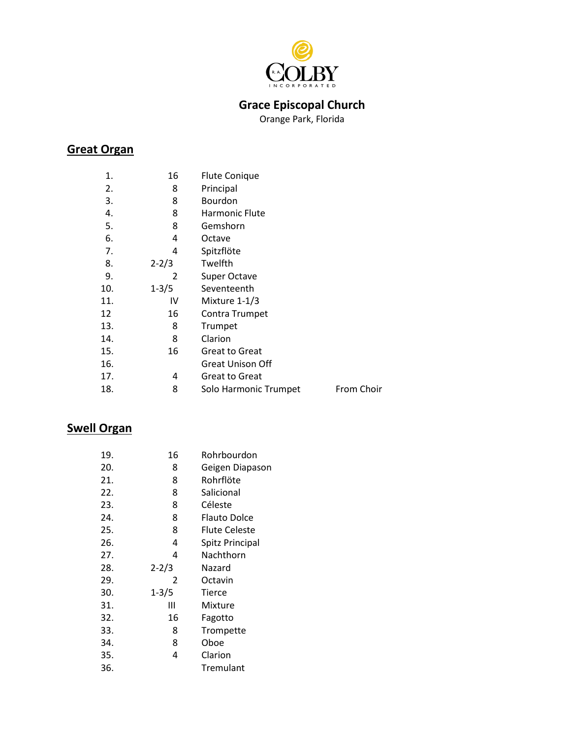R.A. COLBY INCORPORATED

## Grace Episcopal Church

Orange Park, Florida

## Great Organ

| | | | |
|---|---|---|---|
| 1. | 16 | Flute Conique | |
| 2. | 8 | Principal | |
| 3. | 8 | Bourdon | |
| 4. | 8 | Harmonic Flute | |
| 5. | 8 | Gemshorn | |
| 6. | 4 | Octave | |
| 7. | 4 | Spitzflöte | |
| 8. | 2-2/3 | Twelfth | |
| 9. | 2 | Super Octave | |
| 10. | 1-3/5 | Seventeenth | |
| 11. | IV | Mixture 1-1/3 | |
| 12 | 16 | Contra Trumpet | |
| 13. | 8 | Trumpet | |
| 14. | 8 | Clarion | |
| 15. | 16 | Great to Great | |
| 16. | | Great Unison Off | |
| 17. | 4 | Great to Great | |
| 18. | 8 | Solo Harmonic Trumpet | From Choir |

## Swell Organ

| | | |
|---|---|---|
| 19. | 16 | Rohrbourdon |
| 20. | 8 | Geigen Diapason |
| 21. | 8 | Rohrflöte |
| 22. | 8 | Salicional |
| 23. | 8 | Céleste |
| 24. | 8 | Flauto Dolce |
| 25. | 8 | Flute Celeste |
| 26. | 4 | Spitz Principal |
| 27. | 4 | Nachthorn |
| 28. | 2-2/3 | Nazard |
| 29. | 2 | Octavin |
| 30. | 1-3/5 | Tierce |
| 31. | III | Mixture |
| 32. | 16 | Fagotto |
| 33. | 8 | Trompette |
| 34. | 8 | Oboe |
| 35. | 4 | Clarion |
| 36. | | Tremulant |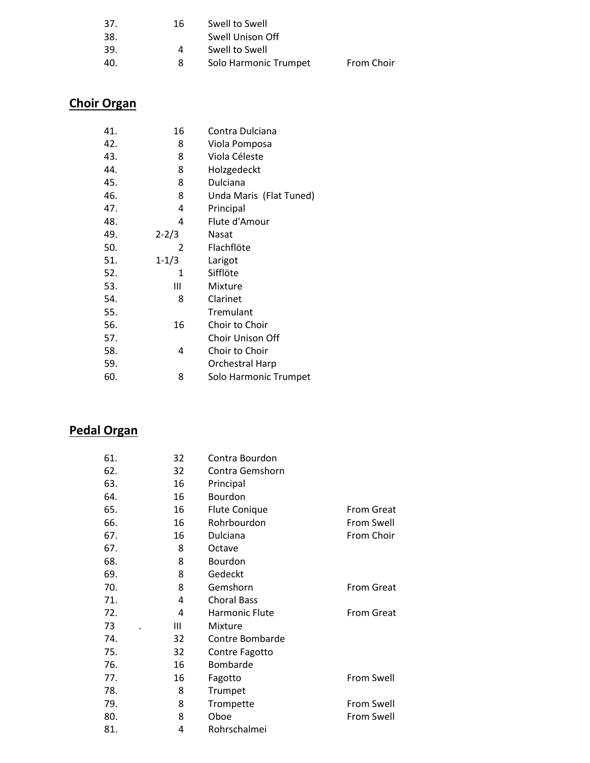| | | | |
|---|---|---|---|
| 37. | 16 | Swell to Swell | |
| 38. | | Swell Unison Off | |
| 39. | 4 | Swell to Swell | |
| 40. | 8 | Solo Harmonic Trumpet | From Choir |

## Choir Organ

| | | | |
|---|---|---|---|
| 41. | 16 | Contra Dulciana | |
| 42. | 8 | Viola Pomposa | |
| 43. | 8 | Viola Céleste | |
| 44. | 8 | Holzgedeckt | |
| 45. | 8 | Dulciana | |
| 46. | 8 | Unda Maris (Flat Tuned) | |
| 47. | 4 | Principal | |
| 48. | 4 | Flute d'Amour | |
| 49. | 2-2/3 | Nasat | |
| 50. | 2 | Flachflöte | |
| 51. | 1-1/3 | Larigot | |
| 52. | 1 | Sifflöte | |
| 53. | III | Mixture | |
| 54. | 8 | Clarinet | |
| 55. | | Tremulant | |
| 56. | 16 | Choir to Choir | |
| 57. | | Choir Unison Off | |
| 58. | 4 | Choir to Choir | |
| 59. | | Orchestral Harp | |
| 60. | 8 | Solo Harmonic Trumpet | |

## Pedal Organ

| | | | |
|---|---|---|---|
| 61. | 32 | Contra Bourdon | |
| 62. | 32 | Contra Gemshorn | |
| 63. | 16 | Principal | |
| 64. | 16 | Bourdon | |
| 65. | 16 | Flute Conique | From Great |
| 66. | 16 | Rohrbourdon | From Swell |
| 67. | 16 | Dulciana | From Choir |
| 67. | 8 | Octave | |
| 68. | 8 | Bourdon | |
| 69. | 8 | Gedeckt | |
| 70. | 8 | Gemshorn | From Great |
| 71. | 4 | Choral Bass | |
| 72. | 4 | Harmonic Flute | From Great |
| 73 . | III | Mixture | |
| 74. | 32 | Contre Bombarde | |
| 75. | 32 | Contre Fagotto | |
| 76. | 16 | Bombarde | |
| 77. | 16 | Fagotto | From Swell |
| 78. | 8 | Trumpet | |
| 79. | 8 | Trompette | From Swell |
| 80. | 8 | Oboe | From Swell |
| 81. | 4 | Rohrschalmei | |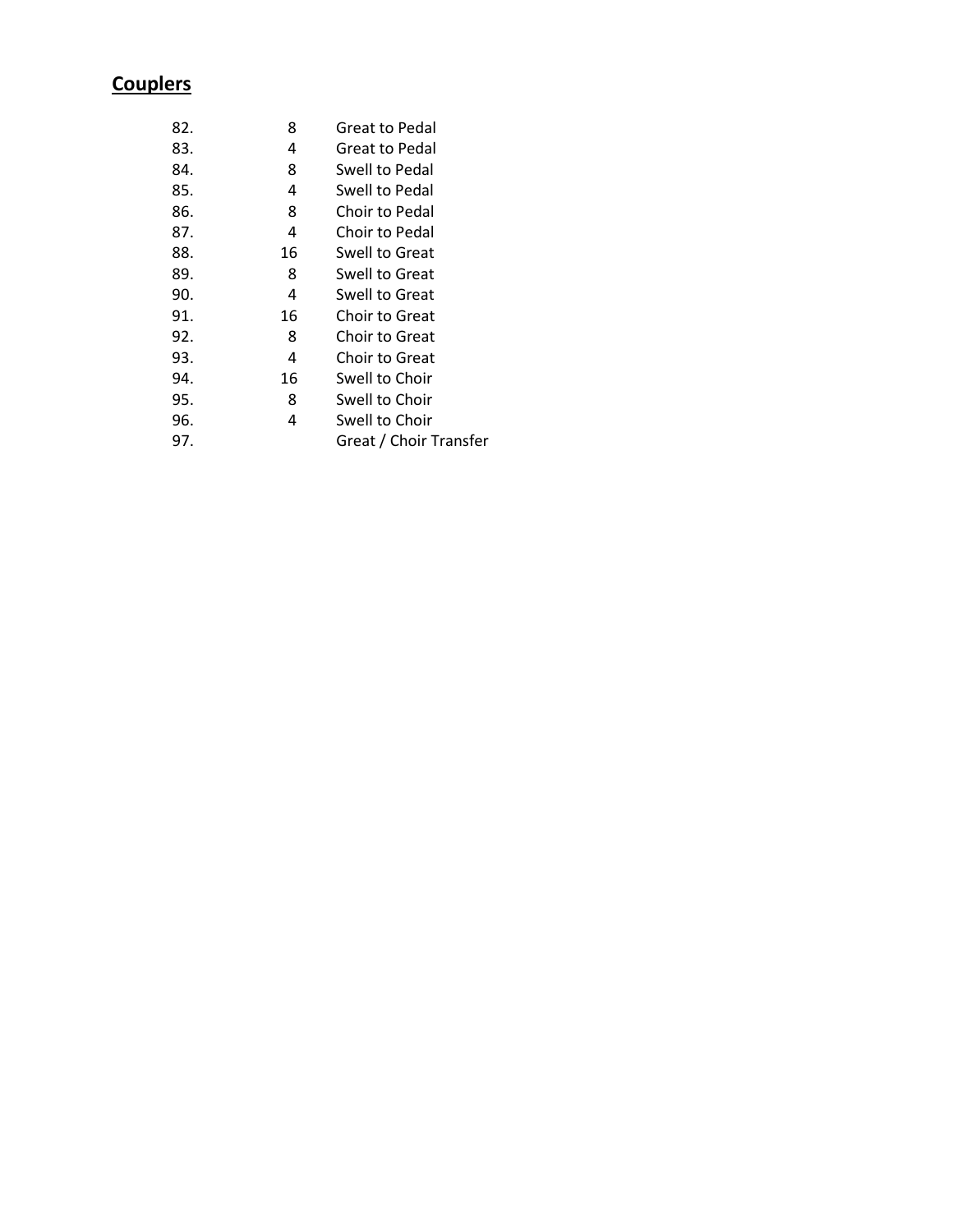## Couplers

| | | |
|---|---|---|
| 82. | 8 | Great to Pedal |
| 83. | 4 | Great to Pedal |
| 84. | 8 | Swell to Pedal |
| 85. | 4 | Swell to Pedal |
| 86. | 8 | Choir to Pedal |
| 87. | 4 | Choir to Pedal |
| 88. | 16 | Swell to Great |
| 89. | 8 | Swell to Great |
| 90. | 4 | Swell to Great |
| 91. | 16 | Choir to Great |
| 92. | 8 | Choir to Great |
| 93. | 4 | Choir to Great |
| 94. | 16 | Swell to Choir |
| 95. | 8 | Swell to Choir |
| 96. | 4 | Swell to Choir |
| 97. | | Great / Choir Transfer |